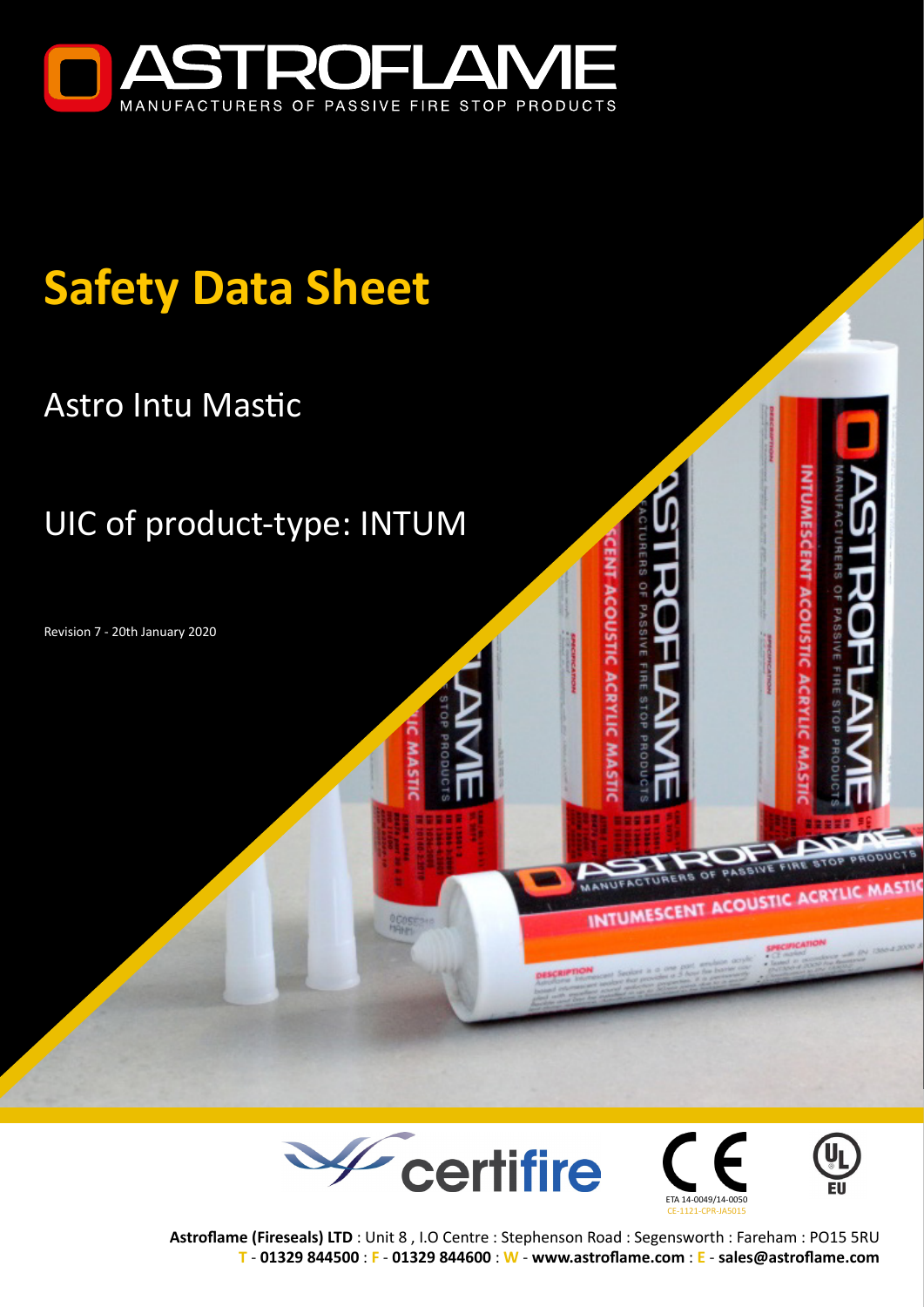# ASTROFLAME

MANUFACTURERS OF PASSIVE FIRE STOP PRODUCTS

# Safety Data Sheet

## Astro Intu Mastic

## UIC of product-type: INTUM

Revision 7 - 20th January 2020

ETA 14-0049/14-0050
CE-1121-CPR-JA5015

**Astroflame (Fireseals) LTD** : Unit 8 , I.O Centre : Stephenson Road : Segensworth : Fareham : PO15 5RU
**T** - **01329 844500** : **F** - **01329 844600** : **W** - **www.astroflame.com** : **E** - **sales@astroflame.com**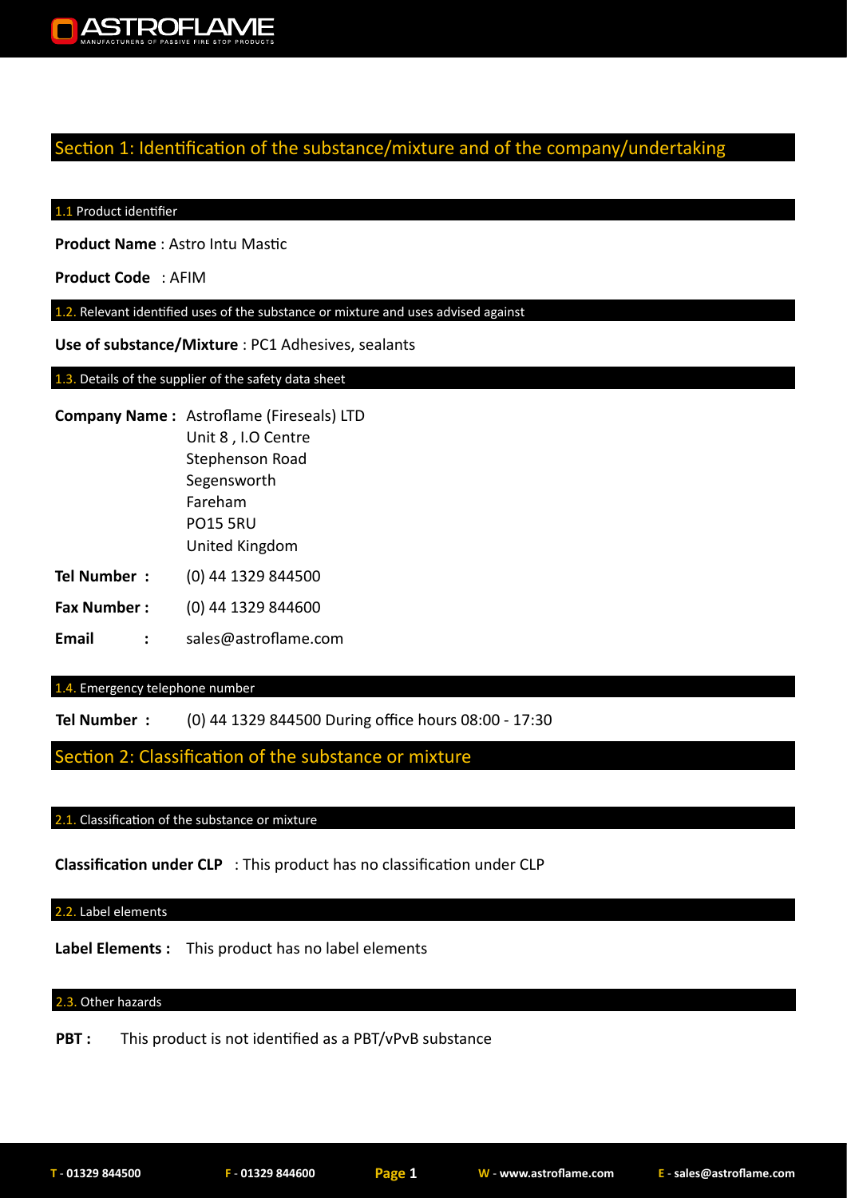## Section 1: Identification of the substance/mixture and of the company/undertaking

### 1.1 Product identifier

**Product Name** : Astro Intu Mastic

**Product Code** : AFIM

### 1.2. Relevant identified uses of the substance or mixture and uses advised against

**Use of substance/Mixture** : PC1 Adhesives, sealants

### 1.3. Details of the supplier of the safety data sheet

**Company Name :** Astroflame (Fireseals) LTD
Unit 8 , I.O Centre
Stephenson Road
Segensworth
Fareham
PO15 5RU
United Kingdom

**Tel Number :** (0) 44 1329 844500

**Fax Number :** (0) 44 1329 844600

**Email :** sales@astroflame.com

### 1.4. Emergency telephone number

**Tel Number :** (0) 44 1329 844500 During office hours 08:00 - 17:30

## Section 2: Classification of the substance or mixture

### 2.1. Classification of the substance or mixture

**Classification under CLP** : This product has no classification under CLP

### 2.2. Label elements

**Label Elements :** This product has no label elements

### 2.3. Other hazards

**PBT :** This product is not identified as a PBT/vPvB substance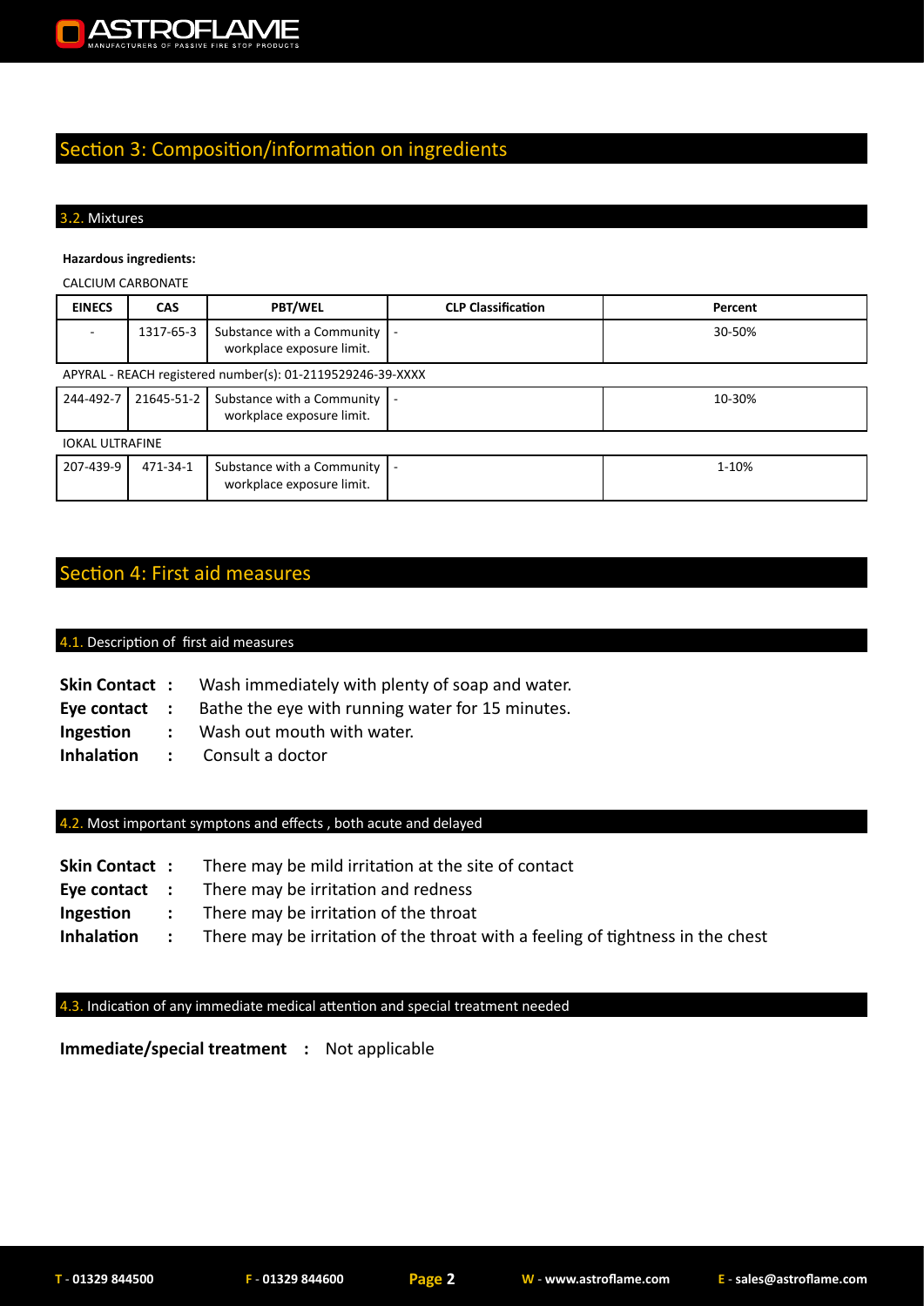## Section 3: Composition/information on ingredients

### 3.2. Mixtures

**Hazardous ingredients:**

| EINECS | CAS | PBT/WEL | CLP Classification | Percent |
|---|---|---|---|---|
| CALCIUM CARBONATE | | | | |
| - | 1317-65-3 | Substance with a Community workplace exposure limit. | - | 30-50% |
| APYRAL - REACH registered number(s): 01-2119529246-39-XXXX | | | | |
| 244-492-7 | 21645-51-2 | Substance with a Community workplace exposure limit. | - | 10-30% |
| IOKAL ULTRAFINE | | | | |
| 207-439-9 | 471-34-1 | Substance with a Community workplace exposure limit. | - | 1-10% |

## Section 4: First aid measures

### 4.1. Description of first aid measures

**Skin Contact :** Wash immediately with plenty of soap and water.
**Eye contact :** Bathe the eye with running water for 15 minutes.
**Ingestion :** Wash out mouth with water.
**Inhalation :** Consult a doctor

### 4.2. Most important symptons and effects , both acute and delayed

**Skin Contact :** There may be mild irritation at the site of contact
**Eye contact :** There may be irritation and redness
**Ingestion :** There may be irritation of the throat
**Inhalation :** There may be irritation of the throat with a feeling of tightness in the chest

### 4.3. Indication of any immediate medical attention and special treatment needed

**Immediate/special treatment :** Not applicable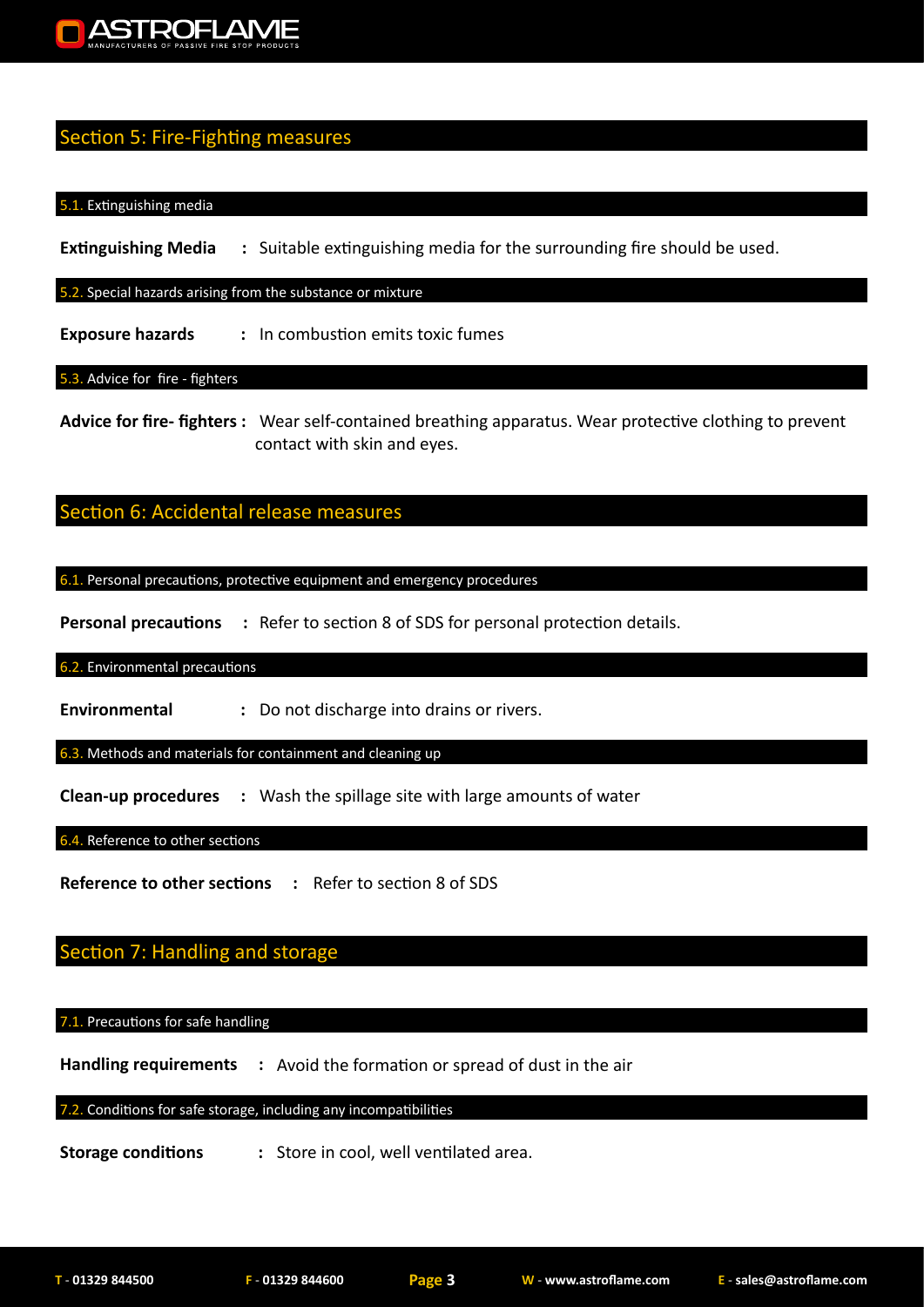## Section 5: Fire-Fighting measures

### 5.1. Extinguishing media

**Extinguishing Media** : Suitable extinguishing media for the surrounding fire should be used.

### 5.2. Special hazards arising from the substance or mixture

**Exposure hazards** : In combustion emits toxic fumes

### 5.3. Advice for fire - fighters

**Advice for fire- fighters :** Wear self-contained breathing apparatus. Wear protective clothing to prevent contact with skin and eyes.

## Section 6: Accidental release measures

### 6.1. Personal precautions, protective equipment and emergency procedures

**Personal precautions** : Refer to section 8 of SDS for personal protection details.

### 6.2. Environmental precautions

**Environmental** : Do not discharge into drains or rivers.

### 6.3. Methods and materials for containment and cleaning up

**Clean-up procedures** : Wash the spillage site with large amounts of water

### 6.4. Reference to other sections

**Reference to other sections** : Refer to section 8 of SDS

## Section 7: Handling and storage

### 7.1. Precautions for safe handling

**Handling requirements** : Avoid the formation or spread of dust in the air

### 7.2. Conditions for safe storage, including any incompatibilities

**Storage conditions** : Store in cool, well ventilated area.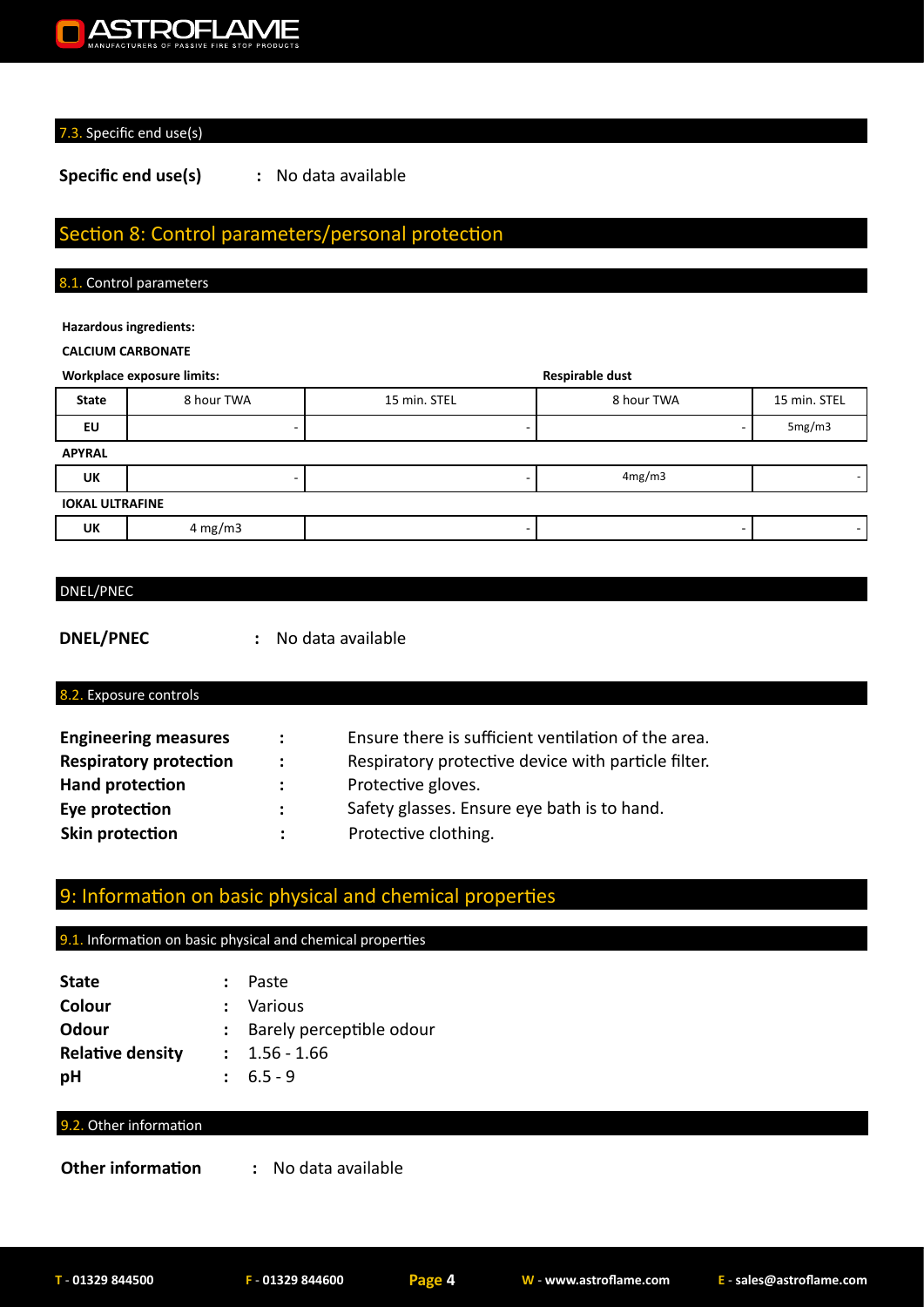### 7.3. Specific end use(s)

**Specific end use(s)** : No data available

## Section 8: Control parameters/personal protection

### 8.1. Control parameters

**Hazardous ingredients:**

**CALCIUM CARBONATE**

| Workplace exposure limits: | | | Respirable dust | |
|---|---|---|---|---|
| **State** | 8 hour TWA | 15 min. STEL | 8 hour TWA | 15 min. STEL |
| **EU** | - | - | - | 5mg/m3 |
| **APYRAL** | | | | |
| **UK** | - | - | 4mg/m3 | - |
| **IOKAL ULTRAFINE** | | | | |
| **UK** | 4 mg/m3 | - | - | - |

### DNEL/PNEC

**DNEL/PNEC** : No data available

### 8.2. Exposure controls

**Engineering measures** : Ensure there is sufficient ventilation of the area.
**Respiratory protection** : Respiratory protective device with particle filter.
**Hand protection** : Protective gloves.
**Eye protection** : Safety glasses. Ensure eye bath is to hand.
**Skin protection** : Protective clothing.

## 9: Information on basic physical and chemical properties

### 9.1. Information on basic physical and chemical properties

**State** : Paste
**Colour** : Various
**Odour** : Barely perceptible odour
**Relative density** : 1.56 - 1.66
**pH** : 6.5 - 9

### 9.2. Other information

**Other information** : No data available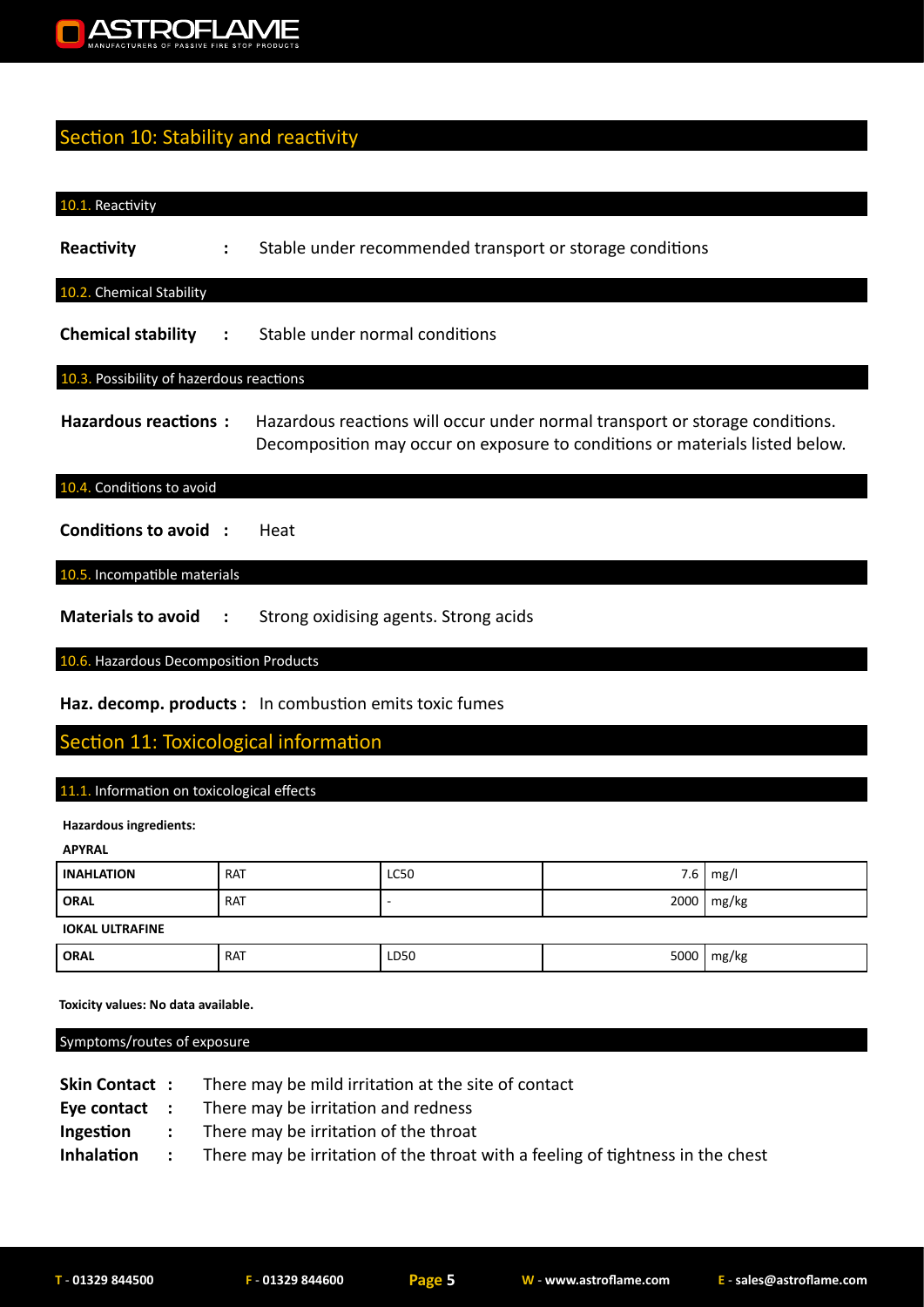## Section 10: Stability and reactivity

### 10.1. Reactivity

**Reactivity** : Stable under recommended transport or storage conditions

### 10.2. Chemical Stability

**Chemical stability** : Stable under normal conditions

### 10.3. Possibility of hazerdous reactions

**Hazardous reactions** : Hazardous reactions will occur under normal transport or storage conditions. Decomposition may occur on exposure to conditions or materials listed below.

### 10.4. Conditions to avoid

**Conditions to avoid** : Heat

### 10.5. Incompatible materials

**Materials to avoid** : Strong oxidising agents. Strong acids

### 10.6. Hazardous Decomposition Products

**Haz. decomp. products** : In combustion emits toxic fumes

## Section 11: Toxicological information

### 11.1. Information on toxicological effects

**Hazardous ingredients:**

**APYRAL**

| | | | | |
|---|---|---|---|---|
| **INAHLATION** | RAT | LC50 | 7.6 | mg/l |
| **ORAL** | RAT | - | 2000 | mg/kg |

**IOKAL ULTRAFINE**

| | | | | |
|---|---|---|---|---|
| **ORAL** | RAT | LD50 | 5000 | mg/kg |

**Toxicity values: No data available.**

### Symptoms/routes of exposure

**Skin Contact** : There may be mild irritation at the site of contact
**Eye contact** : There may be irritation and redness
**Ingestion** : There may be irritation of the throat
**Inhalation** : There may be irritation of the throat with a feeling of tightness in the chest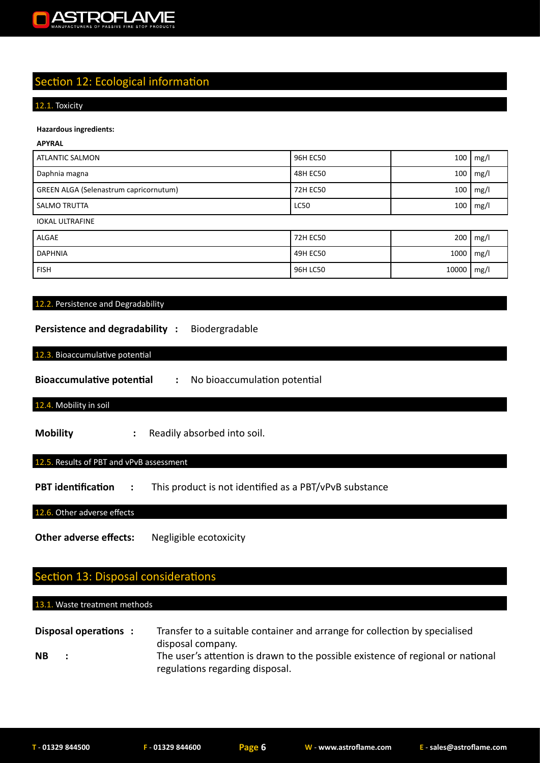## Section 12: Ecological information

### 12.1. Toxicity

**Hazardous ingredients:**

**APYRAL**

| | | | |
|---|---|---|---|
| ATLANTIC SALMON | 96H EC50 | 100 | mg/l |
| Daphnia magna | 48H EC50 | 100 | mg/l |
| GREEN ALGA (Selenastrum capricornutum) | 72H EC50 | 100 | mg/l |
| SALMO TRUTTA | LC50 | 100 | mg/l |

IOKAL ULTRAFINE

| | | | |
|---|---|---|---|
| ALGAE | 72H EC50 | 200 | mg/l |
| DAPHNIA | 49H EC50 | 1000 | mg/l |
| FISH | 96H LC50 | 10000 | mg/l |

### 12.2. Persistence and Degradability

**Persistence and degradability :** Biodergradable

### 12.3. Bioaccumulative potential

**Bioaccumulative potential :** No bioaccumulation potential

### 12.4. Mobility in soil

**Mobility :** Readily absorbed into soil.

### 12.5. Results of PBT and vPvB assessment

**PBT identification :** This product is not identified as a PBT/vPvB substance

### 12.6. Other adverse effects

**Other adverse effects:** Negligible ecotoxicity

## Section 13: Disposal considerations

### 13.1. Waste treatment methods

**Disposal operations :** Transfer to a suitable container and arrange for collection by specialised disposal company.

**NB :** The user's attention is drawn to the possible existence of regional or national regulations regarding disposal.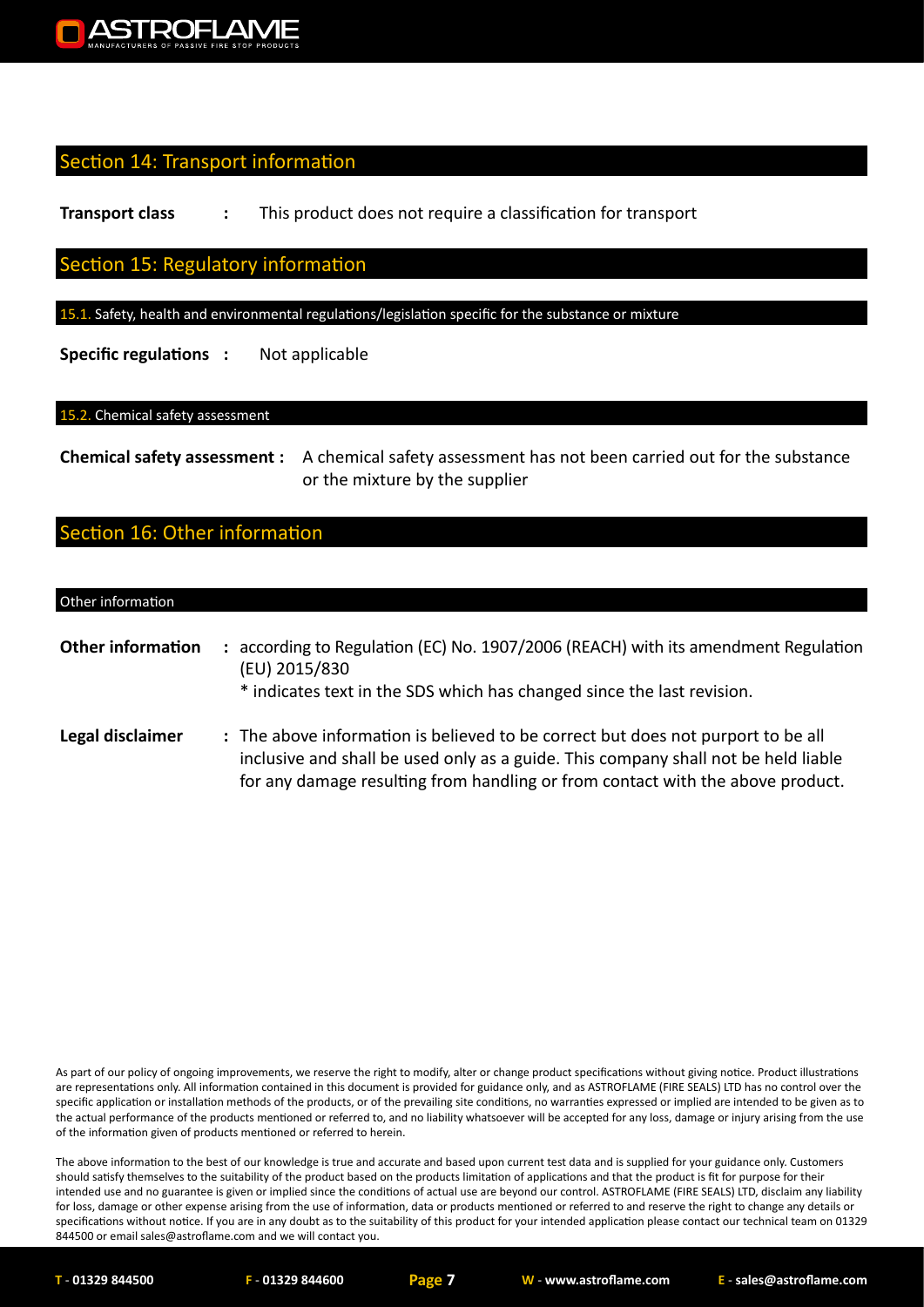## Section 14: Transport information

**Transport class** : This product does not require a classification for transport

## Section 15: Regulatory information

### 15.1. Safety, health and environmental regulations/legislation specific for the substance or mixture

**Specific regulations** : Not applicable

### 15.2. Chemical safety assessment

**Chemical safety assessment** : A chemical safety assessment has not been carried out for the substance or the mixture by the supplier

## Section 16: Other information

### Other information

**Other information** : according to Regulation (EC) No. 1907/2006 (REACH) with its amendment Regulation (EU) 2015/830
* indicates text in the SDS which has changed since the last revision.

**Legal disclaimer** : The above information is believed to be correct but does not purport to be all inclusive and shall be used only as a guide. This company shall not be held liable for any damage resulting from handling or from contact with the above product.

As part of our policy of ongoing improvements, we reserve the right to modify, alter or change product specifications without giving notice. Product illustrations are representations only. All information contained in this document is provided for guidance only, and as ASTROFLAME (FIRE SEALS) LTD has no control over the specific application or installation methods of the products, or of the prevailing site conditions, no warranties expressed or implied are intended to be given as to the actual performance of the products mentioned or referred to, and no liability whatsoever will be accepted for any loss, damage or injury arising from the use of the information given of products mentioned or referred to herein.

The above information to the best of our knowledge is true and accurate and based upon current test data and is supplied for your guidance only. Customers should satisfy themselves to the suitability of the product based on the products limitation of applications and that the product is fit for purpose for their intended use and no guarantee is given or implied since the conditions of actual use are beyond our control. ASTROFLAME (FIRE SEALS) LTD, disclaim any liability for loss, damage or other expense arising from the use of information, data or products mentioned or referred to and reserve the right to change any details or specifications without notice. If you are in any doubt as to the suitability of this product for your intended application please contact our technical team on 01329 844500 or email sales@astroflame.com and we will contact you.